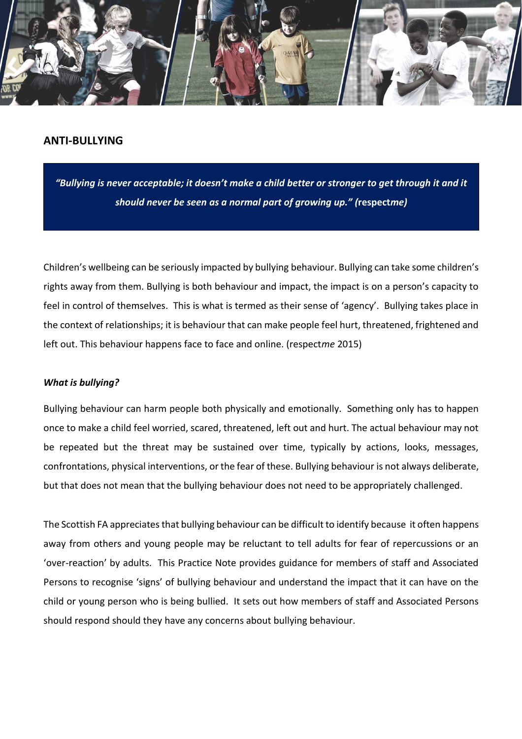## ANTI-BULLYING

> ***"Bullying is never acceptable; it doesn't make a child better or stronger to get through it and it should never be seen as a normal part of growing up." (respect*me*)**

Children's wellbeing can be seriously impacted by bullying behaviour. Bullying can take some children's rights away from them. Bullying is both behaviour and impact, the impact is on a person's capacity to feel in control of themselves. This is what is termed as their sense of 'agency'. Bullying takes place in the context of relationships; it is behaviour that can make people feel hurt, threatened, frightened and left out. This behaviour happens face to face and online. (respect*me* 2015)

***What is bullying?***

Bullying behaviour can harm people both physically and emotionally. Something only has to happen once to make a child feel worried, scared, threatened, left out and hurt. The actual behaviour may not be repeated but the threat may be sustained over time, typically by actions, looks, messages, confrontations, physical interventions, or the fear of these. Bullying behaviour is not always deliberate, but that does not mean that the bullying behaviour does not need to be appropriately challenged.

The Scottish FA appreciates that bullying behaviour can be difficult to identify because it often happens away from others and young people may be reluctant to tell adults for fear of repercussions or an 'over-reaction' by adults. This Practice Note provides guidance for members of staff and Associated Persons to recognise 'signs' of bullying behaviour and understand the impact that it can have on the child or young person who is being bullied. It sets out how members of staff and Associated Persons should respond should they have any concerns about bullying behaviour.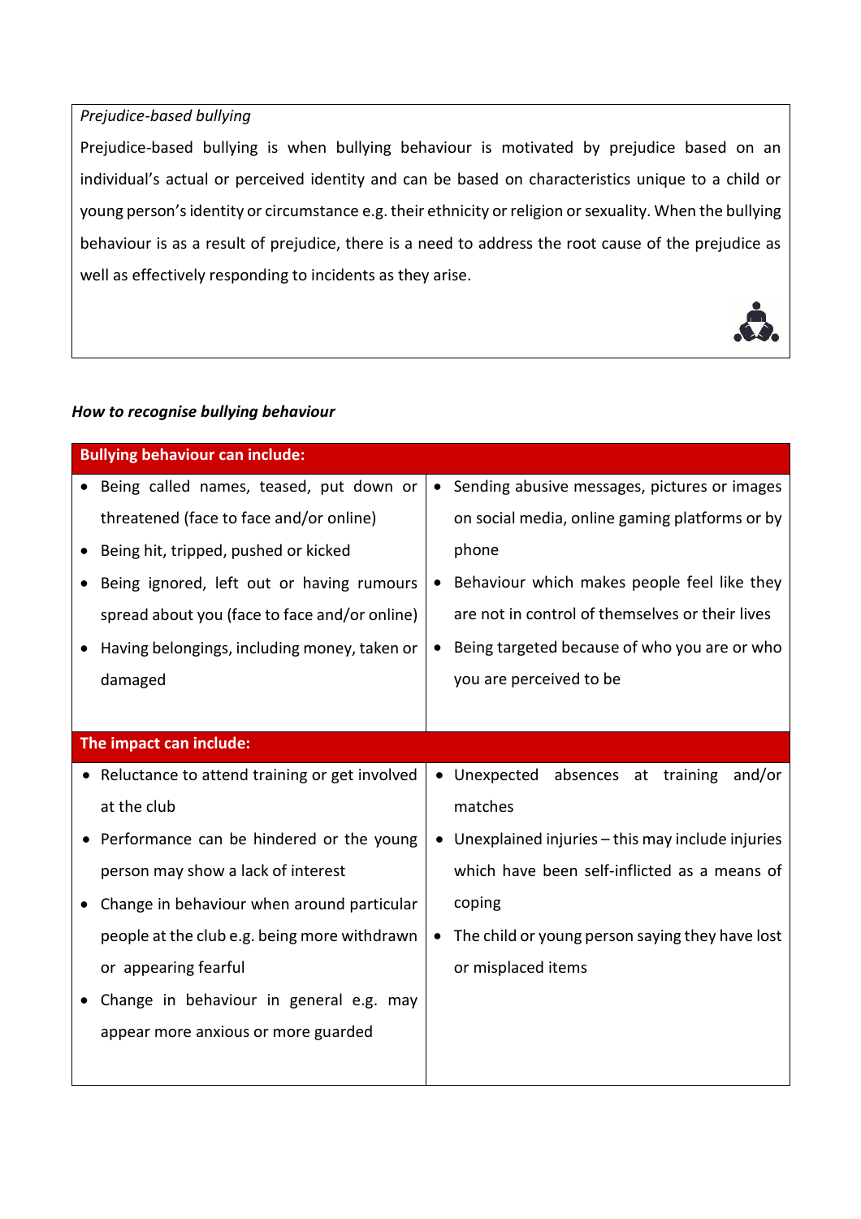*Prejudice-based bullying*

Prejudice-based bullying is when bullying behaviour is motivated by prejudice based on an individual's actual or perceived identity and can be based on characteristics unique to a child or young person's identity or circumstance e.g. their ethnicity or religion or sexuality. When the bullying behaviour is as a result of prejudice, there is a need to address the root cause of the prejudice as well as effectively responding to incidents as they arise.

***How to recognise bullying behaviour***

| **Bullying behaviour can include:** | |
|---|---|
| • Being called names, teased, put down or threatened (face to face and/or online)<br>• Being hit, tripped, pushed or kicked<br>• Being ignored, left out or having rumours spread about you (face to face and/or online)<br>• Having belongings, including money, taken or damaged | • Sending abusive messages, pictures or images on social media, online gaming platforms or by phone<br>• Behaviour which makes people feel like they are not in control of themselves or their lives<br>• Being targeted because of who you are or who you are perceived to be |
| **The impact can include:** | |
| • Reluctance to attend training or get involved at the club<br>• Performance can be hindered or the young person may show a lack of interest<br>• Change in behaviour when around particular people at the club e.g. being more withdrawn or appearing fearful<br>• Change in behaviour in general e.g. may appear more anxious or more guarded | • Unexpected absences at training and/or matches<br>• Unexplained injuries – this may include injuries which have been self-inflicted as a means of coping<br>• The child or young person saying they have lost or misplaced items |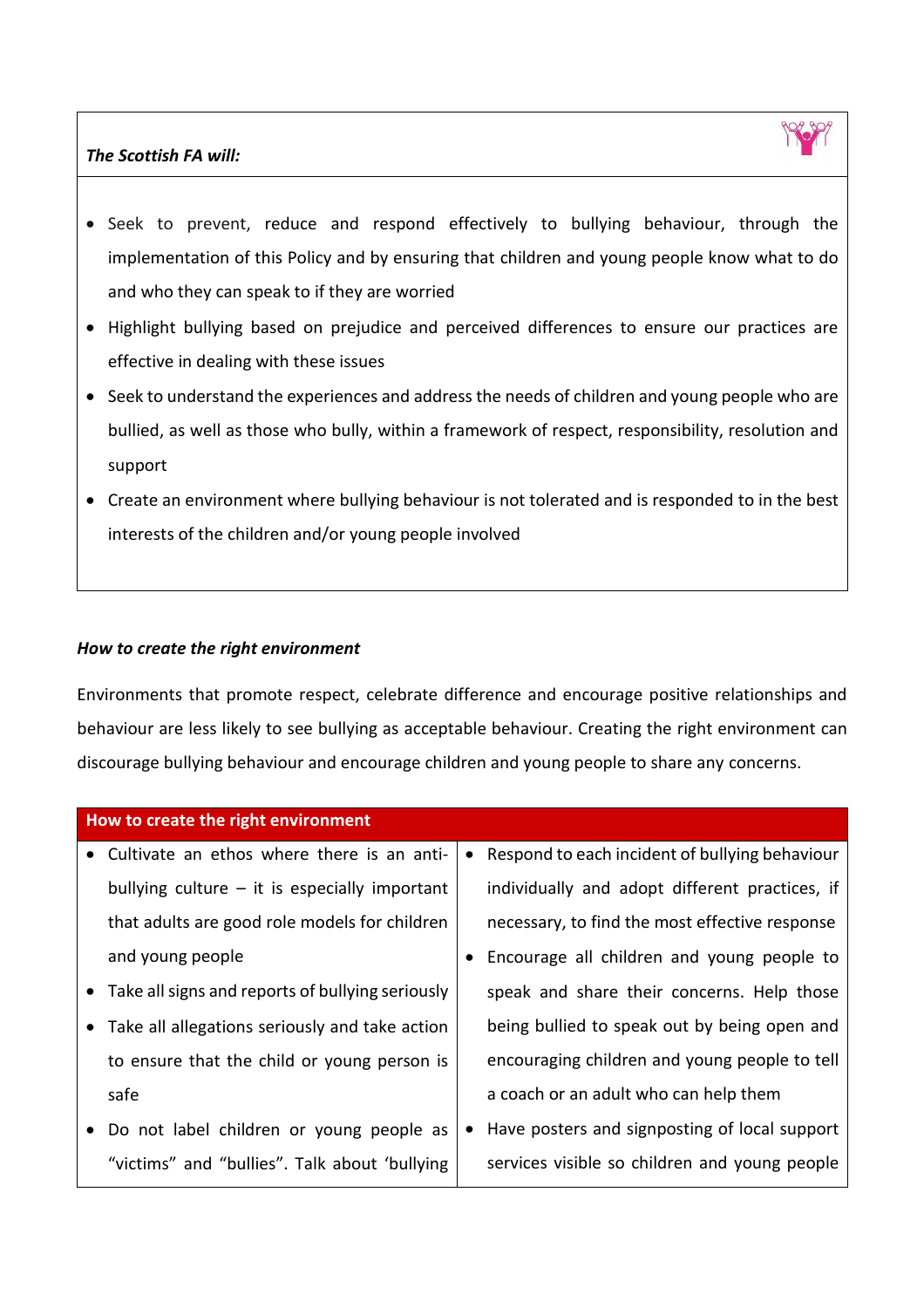***The Scottish FA will:***

- Seek to prevent, reduce and respond effectively to bullying behaviour, through the implementation of this Policy and by ensuring that children and young people know what to do and who they can speak to if they are worried
- Highlight bullying based on prejudice and perceived differences to ensure our practices are effective in dealing with these issues
- Seek to understand the experiences and address the needs of children and young people who are bullied, as well as those who bully, within a framework of respect, responsibility, resolution and support
- Create an environment where bullying behaviour is not tolerated and is responded to in the best interests of the children and/or young people involved

### *How to create the right environment*

Environments that promote respect, celebrate difference and encourage positive relationships and behaviour are less likely to see bullying as acceptable behaviour. Creating the right environment can discourage bullying behaviour and encourage children and young people to share any concerns.

| How to create the right environment | |
|---|---|
| • Cultivate an ethos where there is an anti-bullying culture – it is especially important that adults are good role models for children and young people<br>• Take all signs and reports of bullying seriously<br>• Take all allegations seriously and take action to ensure that the child or young person is safe<br>• Do not label children or young people as "victims" and "bullies". Talk about 'bullying | • Respond to each incident of bullying behaviour individually and adopt different practices, if necessary, to find the most effective response<br>• Encourage all children and young people to speak and share their concerns. Help those being bullied to speak out by being open and encouraging children and young people to tell a coach or an adult who can help them<br>• Have posters and signposting of local support services visible so children and young people |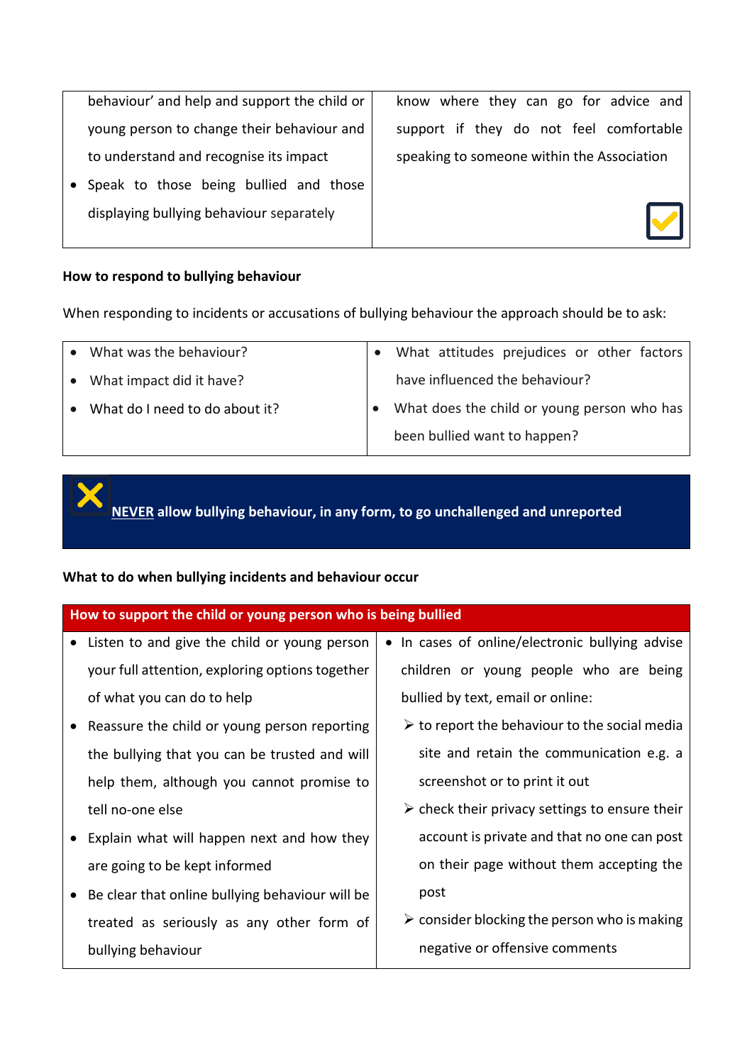| | |
|---|---|
| behaviour' and help and support the child or young person to change their behaviour and to understand and recognise its impact<br>• Speak to those being bullied and those displaying bullying behaviour separately | know where they can go for advice and support if they do not feel comfortable speaking to someone within the Association |

**How to respond to bullying behaviour**

When responding to incidents or accusations of bullying behaviour the approach should be to ask:

| | |
|---|---|
| • What was the behaviour?<br>• What impact did it have?<br>• What do I need to do about it? | • What attitudes prejudices or other factors have influenced the behaviour?<br>• What does the child or young person who has been bullied want to happen? |

**NEVER allow bullying behaviour, in any form, to go unchallenged and unreported**

**What to do when bullying incidents and behaviour occur**

| **How to support the child or young person who is being bullied** | |
|---|---|
| • Listen to and give the child or young person your full attention, exploring options together of what you can do to help<br>• Reassure the child or young person reporting the bullying that you can be trusted and will help them, although you cannot promise to tell no-one else<br>• Explain what will happen next and how they are going to be kept informed<br>• Be clear that online bullying behaviour will be treated as seriously as any other form of bullying behaviour | • In cases of online/electronic bullying advise children or young people who are being bullied by text, email or online:<br>➢ to report the behaviour to the social media site and retain the communication e.g. a screenshot or to print it out<br>➢ check their privacy settings to ensure their account is private and that no one can post on their page without them accepting the post<br>➢ consider blocking the person who is making negative or offensive comments |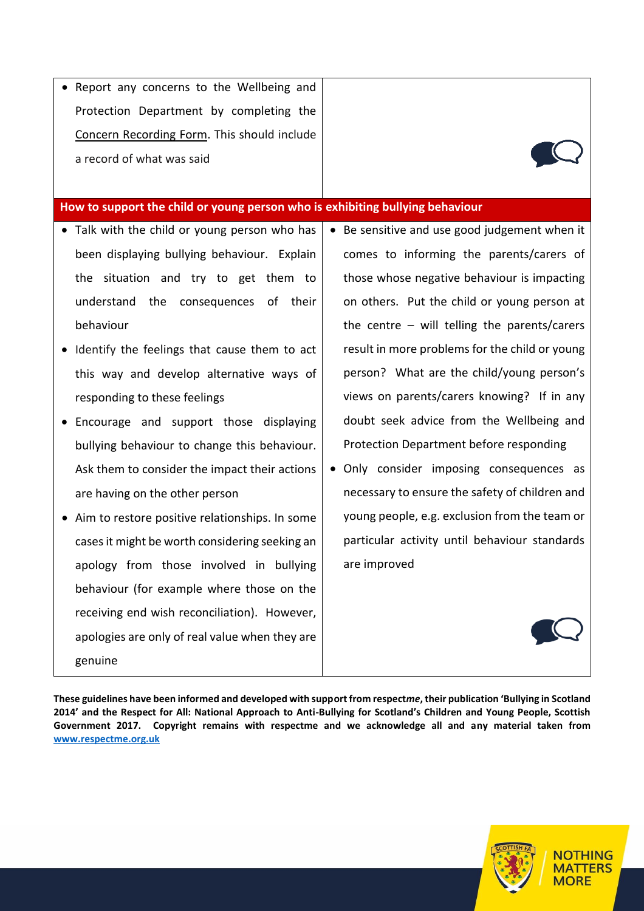| | |
|---|---|
| • Report any concerns to the Wellbeing and Protection Department by completing the Concern Recording Form. This should include a record of what was said | |
| **How to support the child or young person who is exhibiting bullying behaviour** | |
| • Talk with the child or young person who has been displaying bullying behaviour. Explain the situation and try to get them to understand the consequences of their behaviour<br>• Identify the feelings that cause them to act this way and develop alternative ways of responding to these feelings<br>• Encourage and support those displaying bullying behaviour to change this behaviour. Ask them to consider the impact their actions are having on the other person<br>• Aim to restore positive relationships. In some cases it might be worth considering seeking an apology from those involved in bullying behaviour (for example where those on the receiving end wish reconciliation). However, apologies are only of real value when they are genuine | • Be sensitive and use good judgement when it comes to informing the parents/carers of those whose negative behaviour is impacting on others. Put the child or young person at the centre – will telling the parents/carers result in more problems for the child or young person? What are the child/young person's views on parents/carers knowing? If in any doubt seek advice from the Wellbeing and Protection Department before responding<br>• Only consider imposing consequences as necessary to ensure the safety of children and young people, e.g. exclusion from the team or particular activity until behaviour standards are improved |

**These guidelines have been informed and developed with support from respect*me*, their publication 'Bullying in Scotland 2014' and the Respect for All: National Approach to Anti-Bullying for Scotland's Children and Young People, Scottish Government 2017. Copyright remains with respectme and we acknowledge all and any material taken from www.respectme.org.uk**